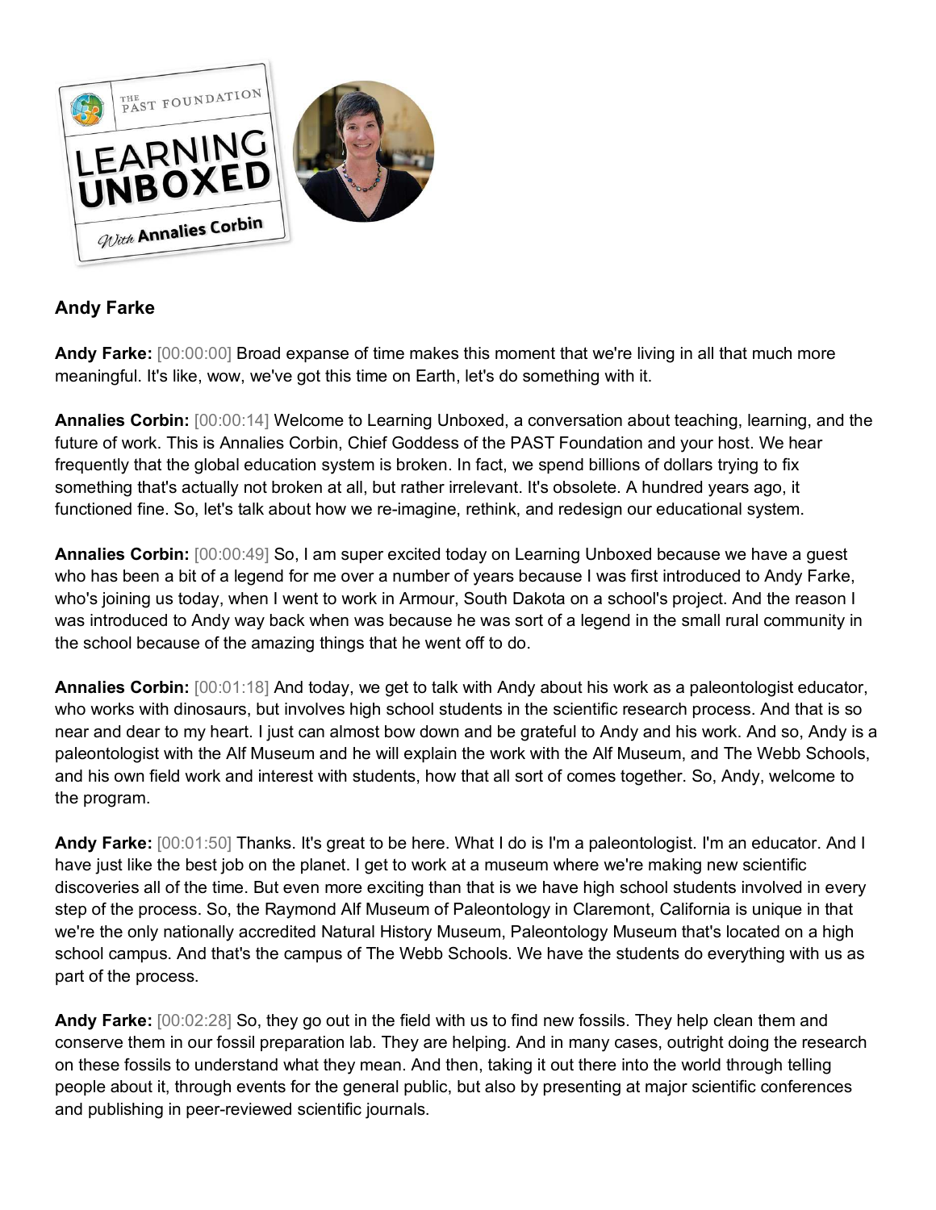## Andy Farke

**Andy Farke:** [00:00:00] Broad expanse of time makes this moment that we're living in all that much more meaningful. It's like, wow, we've got this time on Earth, let's do something with it.

**Annalies Corbin:** [00:00:14] Welcome to Learning Unboxed, a conversation about teaching, learning, and the future of work. This is Annalies Corbin, Chief Goddess of the PAST Foundation and your host. We hear frequently that the global education system is broken. In fact, we spend billions of dollars trying to fix something that's actually not broken at all, but rather irrelevant. It's obsolete. A hundred years ago, it functioned fine. So, let's talk about how we re-imagine, rethink, and redesign our educational system.

**Annalies Corbin:** [00:00:49] So, I am super excited today on Learning Unboxed because we have a guest who has been a bit of a legend for me over a number of years because I was first introduced to Andy Farke, who's joining us today, when I went to work in Armour, South Dakota on a school's project. And the reason I was introduced to Andy way back when was because he was sort of a legend in the small rural community in the school because of the amazing things that he went off to do.

**Annalies Corbin:** [00:01:18] And today, we get to talk with Andy about his work as a paleontologist educator, who works with dinosaurs, but involves high school students in the scientific research process. And that is so near and dear to my heart. I just can almost bow down and be grateful to Andy and his work. And so, Andy is a paleontologist with the Alf Museum and he will explain the work with the Alf Museum, and The Webb Schools, and his own field work and interest with students, how that all sort of comes together. So, Andy, welcome to the program.

**Andy Farke:** [00:01:50] Thanks. It's great to be here. What I do is I'm a paleontologist. I'm an educator. And I have just like the best job on the planet. I get to work at a museum where we're making new scientific discoveries all of the time. But even more exciting than that is we have high school students involved in every step of the process. So, the Raymond Alf Museum of Paleontology in Claremont, California is unique in that we're the only nationally accredited Natural History Museum, Paleontology Museum that's located on a high school campus. And that's the campus of The Webb Schools. We have the students do everything with us as part of the process.

**Andy Farke:** [00:02:28] So, they go out in the field with us to find new fossils. They help clean them and conserve them in our fossil preparation lab. They are helping. And in many cases, outright doing the research on these fossils to understand what they mean. And then, taking it out there into the world through telling people about it, through events for the general public, but also by presenting at major scientific conferences and publishing in peer-reviewed scientific journals.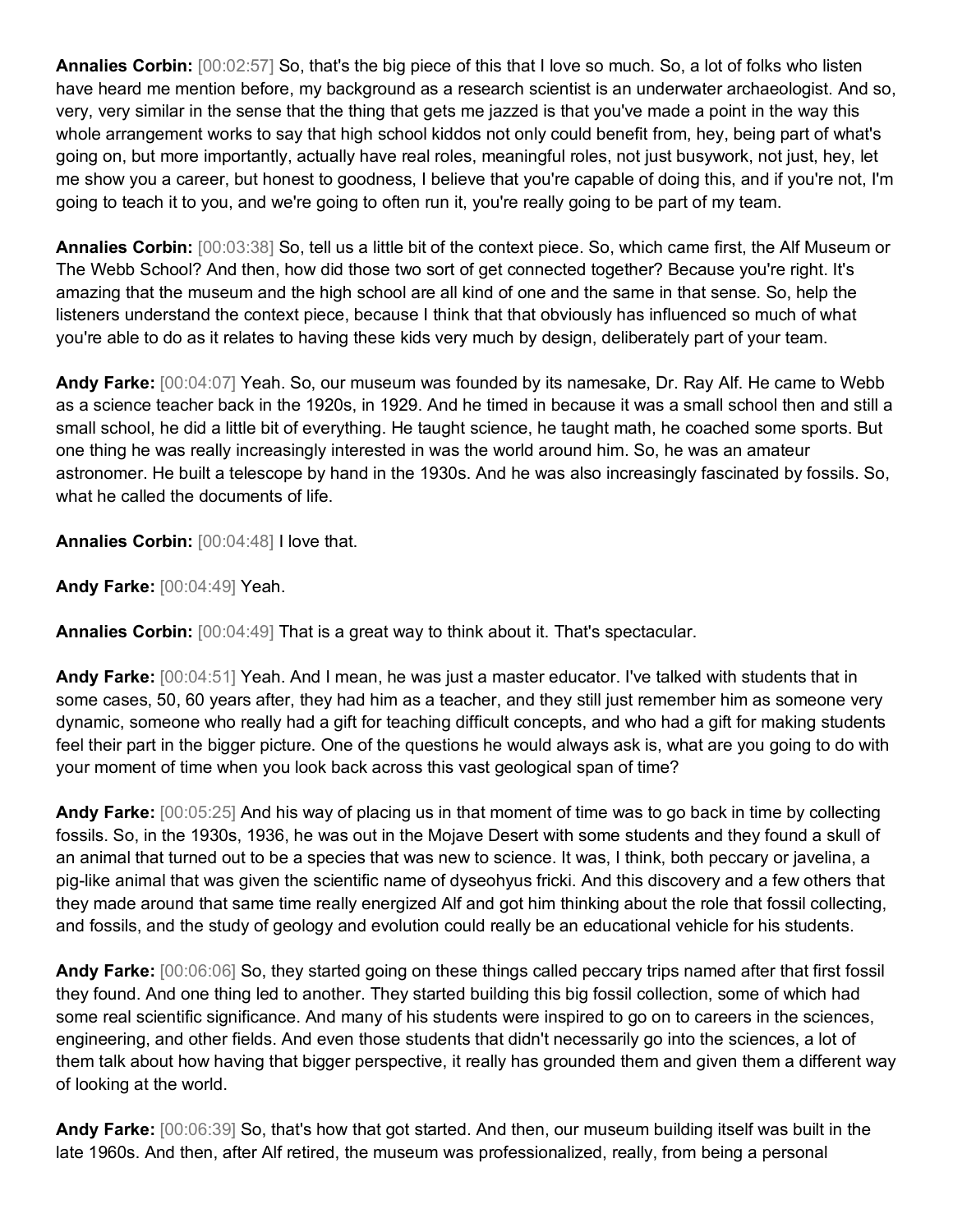**Annalies Corbin:** [00:02:57] So, that's the big piece of this that I love so much. So, a lot of folks who listen have heard me mention before, my background as a research scientist is an underwater archaeologist. And so, very, very similar in the sense that the thing that gets me jazzed is that you've made a point in the way this whole arrangement works to say that high school kiddos not only could benefit from, hey, being part of what's going on, but more importantly, actually have real roles, meaningful roles, not just busywork, not just, hey, let me show you a career, but honest to goodness, I believe that you're capable of doing this, and if you're not, I'm going to teach it to you, and we're going to often run it, you're really going to be part of my team.

**Annalies Corbin:** [00:03:38] So, tell us a little bit of the context piece. So, which came first, the Alf Museum or The Webb School? And then, how did those two sort of get connected together? Because you're right. It's amazing that the museum and the high school are all kind of one and the same in that sense. So, help the listeners understand the context piece, because I think that that obviously has influenced so much of what you're able to do as it relates to having these kids very much by design, deliberately part of your team.

**Andy Farke:** [00:04:07] Yeah. So, our museum was founded by its namesake, Dr. Ray Alf. He came to Webb as a science teacher back in the 1920s, in 1929. And he timed in because it was a small school then and still a small school, he did a little bit of everything. He taught science, he taught math, he coached some sports. But one thing he was really increasingly interested in was the world around him. So, he was an amateur astronomer. He built a telescope by hand in the 1930s. And he was also increasingly fascinated by fossils. So, what he called the documents of life.

**Annalies Corbin:** [00:04:48] I love that.

**Andy Farke:** [00:04:49] Yeah.

**Annalies Corbin:** [00:04:49] That is a great way to think about it. That's spectacular.

**Andy Farke:** [00:04:51] Yeah. And I mean, he was just a master educator. I've talked with students that in some cases, 50, 60 years after, they had him as a teacher, and they still just remember him as someone very dynamic, someone who really had a gift for teaching difficult concepts, and who had a gift for making students feel their part in the bigger picture. One of the questions he would always ask is, what are you going to do with your moment of time when you look back across this vast geological span of time?

**Andy Farke:** [00:05:25] And his way of placing us in that moment of time was to go back in time by collecting fossils. So, in the 1930s, 1936, he was out in the Mojave Desert with some students and they found a skull of an animal that turned out to be a species that was new to science. It was, I think, both peccary or javelina, a pig-like animal that was given the scientific name of dyseohyus fricki. And this discovery and a few others that they made around that same time really energized Alf and got him thinking about the role that fossil collecting, and fossils, and the study of geology and evolution could really be an educational vehicle for his students.

**Andy Farke:** [00:06:06] So, they started going on these things called peccary trips named after that first fossil they found. And one thing led to another. They started building this big fossil collection, some of which had some real scientific significance. And many of his students were inspired to go on to careers in the sciences, engineering, and other fields. And even those students that didn't necessarily go into the sciences, a lot of them talk about how having that bigger perspective, it really has grounded them and given them a different way of looking at the world.

**Andy Farke:** [00:06:39] So, that's how that got started. And then, our museum building itself was built in the late 1960s. And then, after Alf retired, the museum was professionalized, really, from being a personal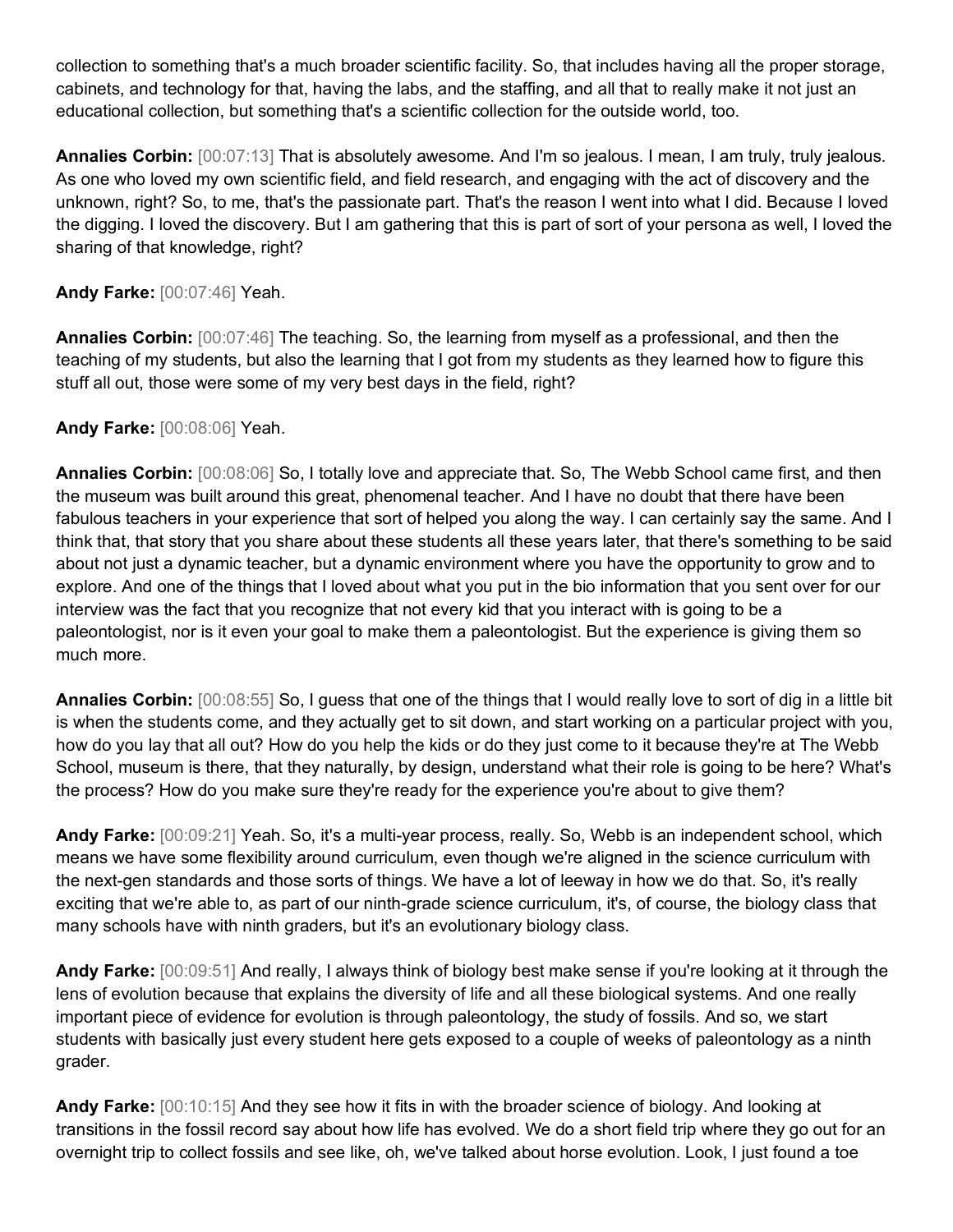collection to something that's a much broader scientific facility. So, that includes having all the proper storage, cabinets, and technology for that, having the labs, and the staffing, and all that to really make it not just an educational collection, but something that's a scientific collection for the outside world, too.

**Annalies Corbin:** [00:07:13] That is absolutely awesome. And I'm so jealous. I mean, I am truly, truly jealous. As one who loved my own scientific field, and field research, and engaging with the act of discovery and the unknown, right? So, to me, that's the passionate part. That's the reason I went into what I did. Because I loved the digging. I loved the discovery. But I am gathering that this is part of sort of your persona as well, I loved the sharing of that knowledge, right?

**Andy Farke:** [00:07:46] Yeah.

**Annalies Corbin:** [00:07:46] The teaching. So, the learning from myself as a professional, and then the teaching of my students, but also the learning that I got from my students as they learned how to figure this stuff all out, those were some of my very best days in the field, right?

**Andy Farke:** [00:08:06] Yeah.

**Annalies Corbin:** [00:08:06] So, I totally love and appreciate that. So, The Webb School came first, and then the museum was built around this great, phenomenal teacher. And I have no doubt that there have been fabulous teachers in your experience that sort of helped you along the way. I can certainly say the same. And I think that, that story that you share about these students all these years later, that there's something to be said about not just a dynamic teacher, but a dynamic environment where you have the opportunity to grow and to explore. And one of the things that I loved about what you put in the bio information that you sent over for our interview was the fact that you recognize that not every kid that you interact with is going to be a paleontologist, nor is it even your goal to make them a paleontologist. But the experience is giving them so much more.

**Annalies Corbin:** [00:08:55] So, I guess that one of the things that I would really love to sort of dig in a little bit is when the students come, and they actually get to sit down, and start working on a particular project with you, how do you lay that all out? How do you help the kids or do they just come to it because they're at The Webb School, museum is there, that they naturally, by design, understand what their role is going to be here? What's the process? How do you make sure they're ready for the experience you're about to give them?

**Andy Farke:** [00:09:21] Yeah. So, it's a multi-year process, really. So, Webb is an independent school, which means we have some flexibility around curriculum, even though we're aligned in the science curriculum with the next-gen standards and those sorts of things. We have a lot of leeway in how we do that. So, it's really exciting that we're able to, as part of our ninth-grade science curriculum, it's, of course, the biology class that many schools have with ninth graders, but it's an evolutionary biology class.

**Andy Farke:** [00:09:51] And really, I always think of biology best make sense if you're looking at it through the lens of evolution because that explains the diversity of life and all these biological systems. And one really important piece of evidence for evolution is through paleontology, the study of fossils. And so, we start students with basically just every student here gets exposed to a couple of weeks of paleontology as a ninth grader.

**Andy Farke:** [00:10:15] And they see how it fits in with the broader science of biology. And looking at transitions in the fossil record say about how life has evolved. We do a short field trip where they go out for an overnight trip to collect fossils and see like, oh, we've talked about horse evolution. Look, I just found a toe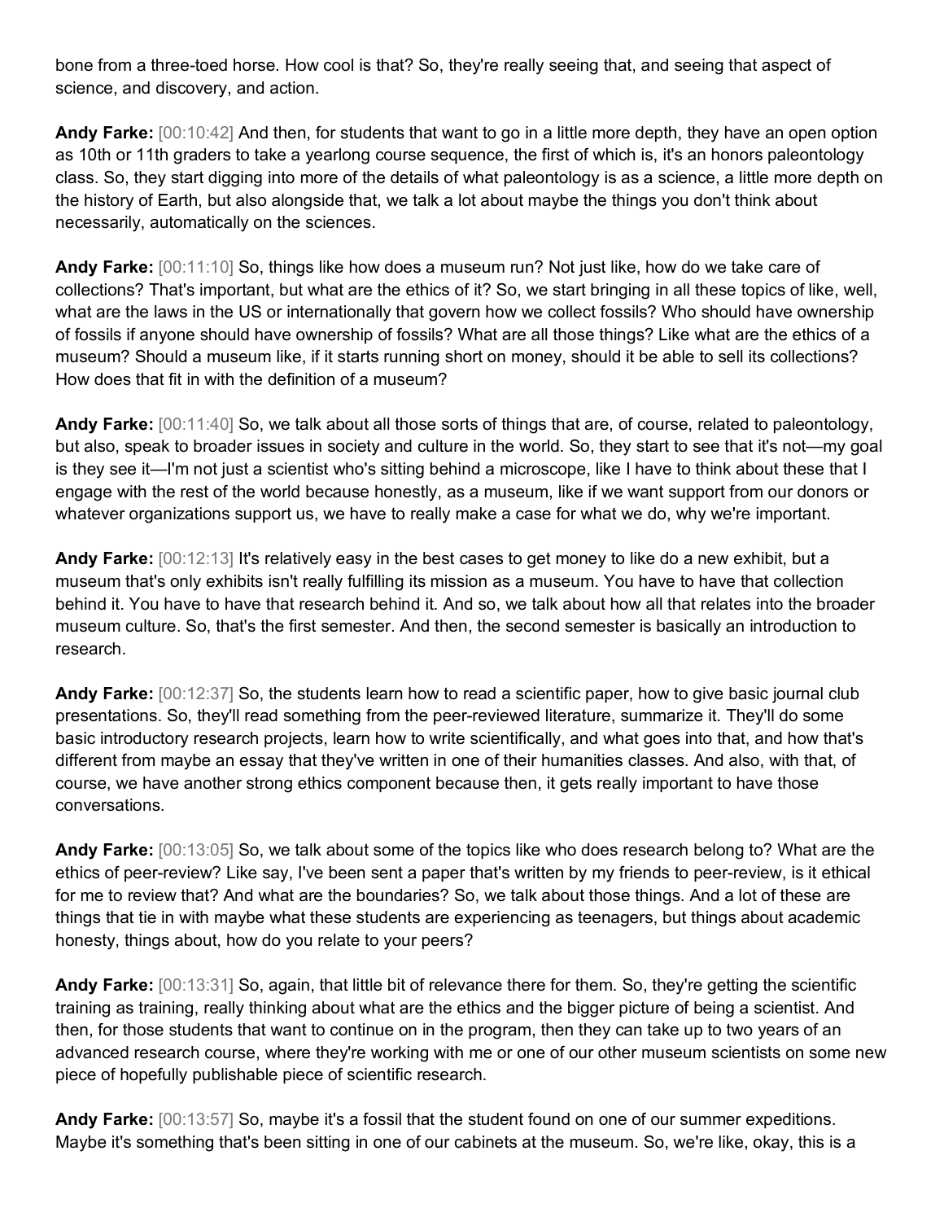bone from a three-toed horse. How cool is that? So, they're really seeing that, and seeing that aspect of science, and discovery, and action.

**Andy Farke:** [00:10:42] And then, for students that want to go in a little more depth, they have an open option as 10th or 11th graders to take a yearlong course sequence, the first of which is, it's an honors paleontology class. So, they start digging into more of the details of what paleontology is as a science, a little more depth on the history of Earth, but also alongside that, we talk a lot about maybe the things you don't think about necessarily, automatically on the sciences.

**Andy Farke:** [00:11:10] So, things like how does a museum run? Not just like, how do we take care of collections? That's important, but what are the ethics of it? So, we start bringing in all these topics of like, well, what are the laws in the US or internationally that govern how we collect fossils? Who should have ownership of fossils if anyone should have ownership of fossils? What are all those things? Like what are the ethics of a museum? Should a museum like, if it starts running short on money, should it be able to sell its collections? How does that fit in with the definition of a museum?

**Andy Farke:** [00:11:40] So, we talk about all those sorts of things that are, of course, related to paleontology, but also, speak to broader issues in society and culture in the world. So, they start to see that it's not—my goal is they see it—I'm not just a scientist who's sitting behind a microscope, like I have to think about these that I engage with the rest of the world because honestly, as a museum, like if we want support from our donors or whatever organizations support us, we have to really make a case for what we do, why we're important.

**Andy Farke:** [00:12:13] It's relatively easy in the best cases to get money to like do a new exhibit, but a museum that's only exhibits isn't really fulfilling its mission as a museum. You have to have that collection behind it. You have to have that research behind it. And so, we talk about how all that relates into the broader museum culture. So, that's the first semester. And then, the second semester is basically an introduction to research.

**Andy Farke:** [00:12:37] So, the students learn how to read a scientific paper, how to give basic journal club presentations. So, they'll read something from the peer-reviewed literature, summarize it. They'll do some basic introductory research projects, learn how to write scientifically, and what goes into that, and how that's different from maybe an essay that they've written in one of their humanities classes. And also, with that, of course, we have another strong ethics component because then, it gets really important to have those conversations.

**Andy Farke:** [00:13:05] So, we talk about some of the topics like who does research belong to? What are the ethics of peer-review? Like say, I've been sent a paper that's written by my friends to peer-review, is it ethical for me to review that? And what are the boundaries? So, we talk about those things. And a lot of these are things that tie in with maybe what these students are experiencing as teenagers, but things about academic honesty, things about, how do you relate to your peers?

**Andy Farke:** [00:13:31] So, again, that little bit of relevance there for them. So, they're getting the scientific training as training, really thinking about what are the ethics and the bigger picture of being a scientist. And then, for those students that want to continue on in the program, then they can take up to two years of an advanced research course, where they're working with me or one of our other museum scientists on some new piece of hopefully publishable piece of scientific research.

**Andy Farke:** [00:13:57] So, maybe it's a fossil that the student found on one of our summer expeditions. Maybe it's something that's been sitting in one of our cabinets at the museum. So, we're like, okay, this is a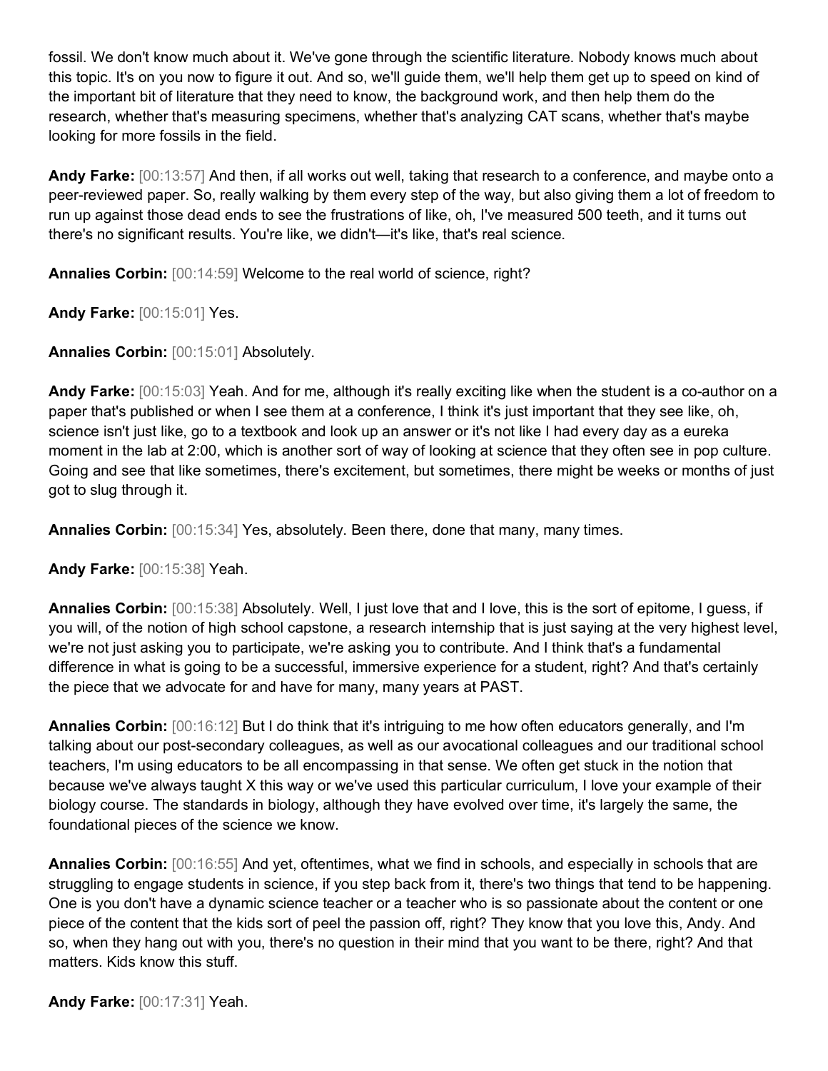fossil. We don't know much about it. We've gone through the scientific literature. Nobody knows much about this topic. It's on you now to figure it out. And so, we'll guide them, we'll help them get up to speed on kind of the important bit of literature that they need to know, the background work, and then help them do the research, whether that's measuring specimens, whether that's analyzing CAT scans, whether that's maybe looking for more fossils in the field.

**Andy Farke:** [00:13:57] And then, if all works out well, taking that research to a conference, and maybe onto a peer-reviewed paper. So, really walking by them every step of the way, but also giving them a lot of freedom to run up against those dead ends to see the frustrations of like, oh, I've measured 500 teeth, and it turns out there's no significant results. You're like, we didn't—it's like, that's real science.

**Annalies Corbin:** [00:14:59] Welcome to the real world of science, right?

**Andy Farke:** [00:15:01] Yes.

**Annalies Corbin:** [00:15:01] Absolutely.

**Andy Farke:** [00:15:03] Yeah. And for me, although it's really exciting like when the student is a co-author on a paper that's published or when I see them at a conference, I think it's just important that they see like, oh, science isn't just like, go to a textbook and look up an answer or it's not like I had every day as a eureka moment in the lab at 2:00, which is another sort of way of looking at science that they often see in pop culture. Going and see that like sometimes, there's excitement, but sometimes, there might be weeks or months of just got to slug through it.

**Annalies Corbin:** [00:15:34] Yes, absolutely. Been there, done that many, many times.

**Andy Farke:** [00:15:38] Yeah.

**Annalies Corbin:** [00:15:38] Absolutely. Well, I just love that and I love, this is the sort of epitome, I guess, if you will, of the notion of high school capstone, a research internship that is just saying at the very highest level, we're not just asking you to participate, we're asking you to contribute. And I think that's a fundamental difference in what is going to be a successful, immersive experience for a student, right? And that's certainly the piece that we advocate for and have for many, many years at PAST.

**Annalies Corbin:** [00:16:12] But I do think that it's intriguing to me how often educators generally, and I'm talking about our post-secondary colleagues, as well as our avocational colleagues and our traditional school teachers, I'm using educators to be all encompassing in that sense. We often get stuck in the notion that because we've always taught X this way or we've used this particular curriculum, I love your example of their biology course. The standards in biology, although they have evolved over time, it's largely the same, the foundational pieces of the science we know.

**Annalies Corbin:** [00:16:55] And yet, oftentimes, what we find in schools, and especially in schools that are struggling to engage students in science, if you step back from it, there's two things that tend to be happening. One is you don't have a dynamic science teacher or a teacher who is so passionate about the content or one piece of the content that the kids sort of peel the passion off, right? They know that you love this, Andy. And so, when they hang out with you, there's no question in their mind that you want to be there, right? And that matters. Kids know this stuff.

**Andy Farke:** [00:17:31] Yeah.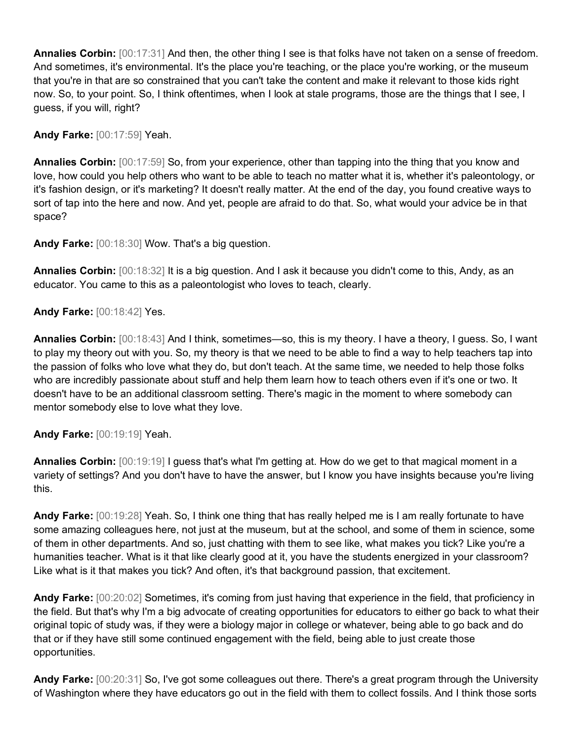**Annalies Corbin:** [00:17:31] And then, the other thing I see is that folks have not taken on a sense of freedom. And sometimes, it's environmental. It's the place you're teaching, or the place you're working, or the museum that you're in that are so constrained that you can't take the content and make it relevant to those kids right now. So, to your point. So, I think oftentimes, when I look at stale programs, those are the things that I see, I guess, if you will, right?

**Andy Farke:** [00:17:59] Yeah.

**Annalies Corbin:** [00:17:59] So, from your experience, other than tapping into the thing that you know and love, how could you help others who want to be able to teach no matter what it is, whether it's paleontology, or it's fashion design, or it's marketing? It doesn't really matter. At the end of the day, you found creative ways to sort of tap into the here and now. And yet, people are afraid to do that. So, what would your advice be in that space?

**Andy Farke:** [00:18:30] Wow. That's a big question.

**Annalies Corbin:** [00:18:32] It is a big question. And I ask it because you didn't come to this, Andy, as an educator. You came to this as a paleontologist who loves to teach, clearly.

**Andy Farke:** [00:18:42] Yes.

**Annalies Corbin:** [00:18:43] And I think, sometimes—so, this is my theory. I have a theory, I guess. So, I want to play my theory out with you. So, my theory is that we need to be able to find a way to help teachers tap into the passion of folks who love what they do, but don't teach. At the same time, we needed to help those folks who are incredibly passionate about stuff and help them learn how to teach others even if it's one or two. It doesn't have to be an additional classroom setting. There's magic in the moment to where somebody can mentor somebody else to love what they love.

**Andy Farke:** [00:19:19] Yeah.

**Annalies Corbin:** [00:19:19] I guess that's what I'm getting at. How do we get to that magical moment in a variety of settings? And you don't have to have the answer, but I know you have insights because you're living this.

**Andy Farke:** [00:19:28] Yeah. So, I think one thing that has really helped me is I am really fortunate to have some amazing colleagues here, not just at the museum, but at the school, and some of them in science, some of them in other departments. And so, just chatting with them to see like, what makes you tick? Like you're a humanities teacher. What is it that like clearly good at it, you have the students energized in your classroom? Like what is it that makes you tick? And often, it's that background passion, that excitement.

**Andy Farke:** [00:20:02] Sometimes, it's coming from just having that experience in the field, that proficiency in the field. But that's why I'm a big advocate of creating opportunities for educators to either go back to what their original topic of study was, if they were a biology major in college or whatever, being able to go back and do that or if they have still some continued engagement with the field, being able to just create those opportunities.

**Andy Farke:** [00:20:31] So, I've got some colleagues out there. There's a great program through the University of Washington where they have educators go out in the field with them to collect fossils. And I think those sorts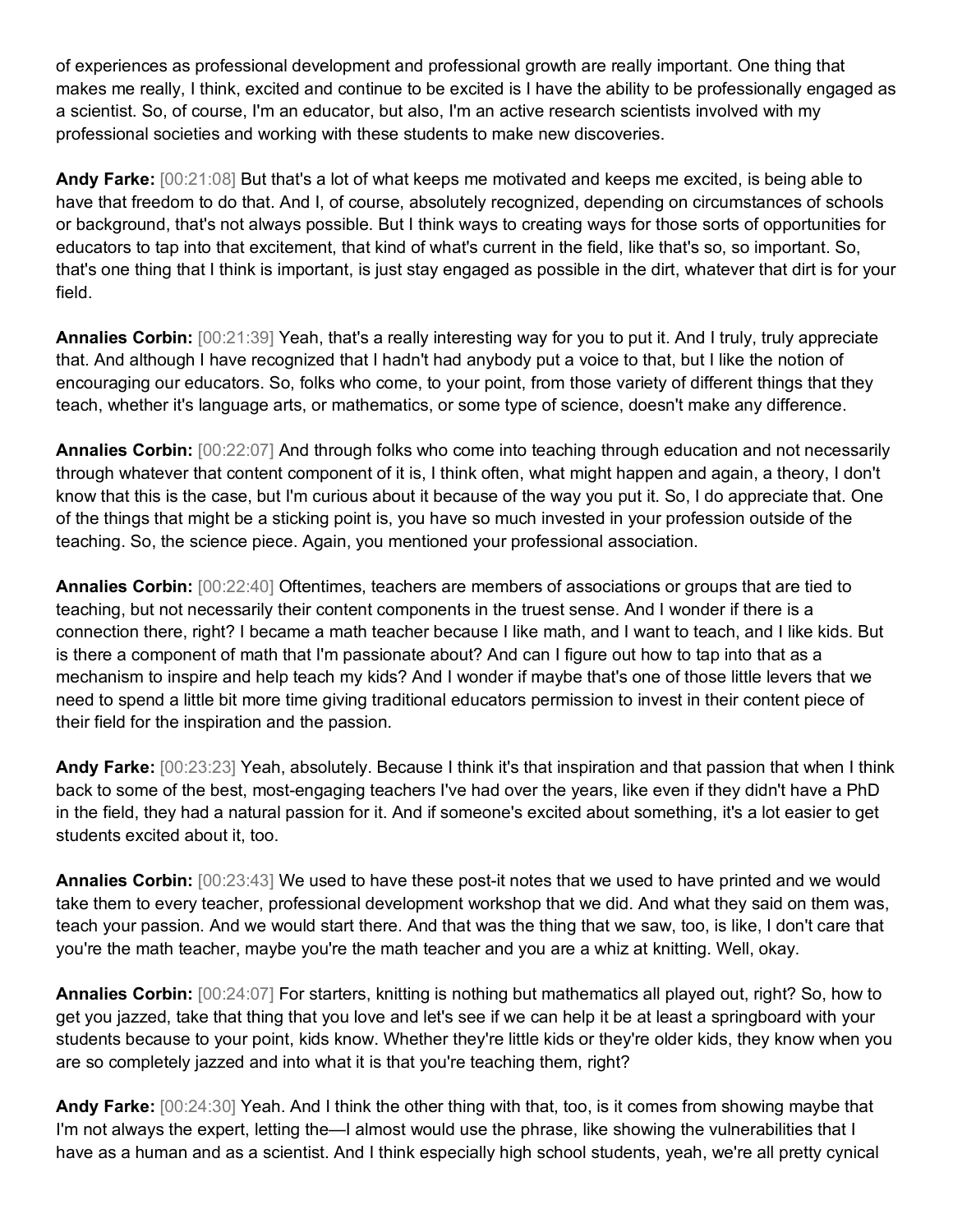of experiences as professional development and professional growth are really important. One thing that makes me really, I think, excited and continue to be excited is I have the ability to be professionally engaged as a scientist. So, of course, I'm an educator, but also, I'm an active research scientists involved with my professional societies and working with these students to make new discoveries.

**Andy Farke:** [00:21:08] But that's a lot of what keeps me motivated and keeps me excited, is being able to have that freedom to do that. And I, of course, absolutely recognized, depending on circumstances of schools or background, that's not always possible. But I think ways to creating ways for those sorts of opportunities for educators to tap into that excitement, that kind of what's current in the field, like that's so, so important. So, that's one thing that I think is important, is just stay engaged as possible in the dirt, whatever that dirt is for your field.

**Annalies Corbin:** [00:21:39] Yeah, that's a really interesting way for you to put it. And I truly, truly appreciate that. And although I have recognized that I hadn't had anybody put a voice to that, but I like the notion of encouraging our educators. So, folks who come, to your point, from those variety of different things that they teach, whether it's language arts, or mathematics, or some type of science, doesn't make any difference.

**Annalies Corbin:** [00:22:07] And through folks who come into teaching through education and not necessarily through whatever that content component of it is, I think often, what might happen and again, a theory, I don't know that this is the case, but I'm curious about it because of the way you put it. So, I do appreciate that. One of the things that might be a sticking point is, you have so much invested in your profession outside of the teaching. So, the science piece. Again, you mentioned your professional association.

**Annalies Corbin:** [00:22:40] Oftentimes, teachers are members of associations or groups that are tied to teaching, but not necessarily their content components in the truest sense. And I wonder if there is a connection there, right? I became a math teacher because I like math, and I want to teach, and I like kids. But is there a component of math that I'm passionate about? And can I figure out how to tap into that as a mechanism to inspire and help teach my kids? And I wonder if maybe that's one of those little levers that we need to spend a little bit more time giving traditional educators permission to invest in their content piece of their field for the inspiration and the passion.

**Andy Farke:** [00:23:23] Yeah, absolutely. Because I think it's that inspiration and that passion that when I think back to some of the best, most-engaging teachers I've had over the years, like even if they didn't have a PhD in the field, they had a natural passion for it. And if someone's excited about something, it's a lot easier to get students excited about it, too.

**Annalies Corbin:** [00:23:43] We used to have these post-it notes that we used to have printed and we would take them to every teacher, professional development workshop that we did. And what they said on them was, teach your passion. And we would start there. And that was the thing that we saw, too, is like, I don't care that you're the math teacher, maybe you're the math teacher and you are a whiz at knitting. Well, okay.

**Annalies Corbin:** [00:24:07] For starters, knitting is nothing but mathematics all played out, right? So, how to get you jazzed, take that thing that you love and let's see if we can help it be at least a springboard with your students because to your point, kids know. Whether they're little kids or they're older kids, they know when you are so completely jazzed and into what it is that you're teaching them, right?

**Andy Farke:** [00:24:30] Yeah. And I think the other thing with that, too, is it comes from showing maybe that I'm not always the expert, letting the—I almost would use the phrase, like showing the vulnerabilities that I have as a human and as a scientist. And I think especially high school students, yeah, we're all pretty cynical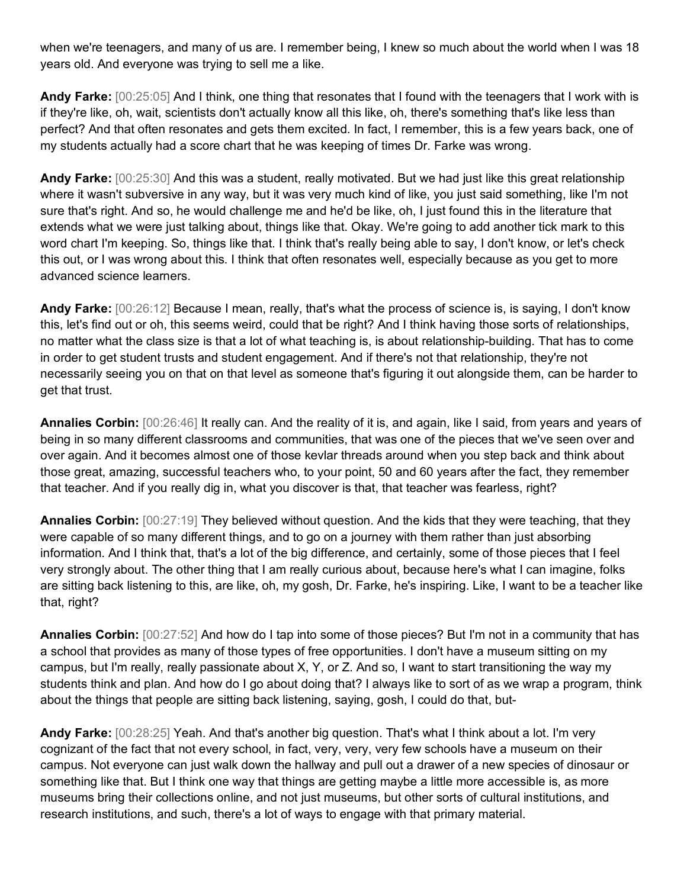when we're teenagers, and many of us are. I remember being, I knew so much about the world when I was 18 years old. And everyone was trying to sell me a like.

**Andy Farke:** [00:25:05] And I think, one thing that resonates that I found with the teenagers that I work with is if they're like, oh, wait, scientists don't actually know all this like, oh, there's something that's like less than perfect? And that often resonates and gets them excited. In fact, I remember, this is a few years back, one of my students actually had a score chart that he was keeping of times Dr. Farke was wrong.

**Andy Farke:** [00:25:30] And this was a student, really motivated. But we had just like this great relationship where it wasn't subversive in any way, but it was very much kind of like, you just said something, like I'm not sure that's right. And so, he would challenge me and he'd be like, oh, I just found this in the literature that extends what we were just talking about, things like that. Okay. We're going to add another tick mark to this word chart I'm keeping. So, things like that. I think that's really being able to say, I don't know, or let's check this out, or I was wrong about this. I think that often resonates well, especially because as you get to more advanced science learners.

**Andy Farke:** [00:26:12] Because I mean, really, that's what the process of science is, is saying, I don't know this, let's find out or oh, this seems weird, could that be right? And I think having those sorts of relationships, no matter what the class size is that a lot of what teaching is, is about relationship-building. That has to come in order to get student trusts and student engagement. And if there's not that relationship, they're not necessarily seeing you on that on that level as someone that's figuring it out alongside them, can be harder to get that trust.

**Annalies Corbin:** [00:26:46] It really can. And the reality of it is, and again, like I said, from years and years of being in so many different classrooms and communities, that was one of the pieces that we've seen over and over again. And it becomes almost one of those kevlar threads around when you step back and think about those great, amazing, successful teachers who, to your point, 50 and 60 years after the fact, they remember that teacher. And if you really dig in, what you discover is that, that teacher was fearless, right?

**Annalies Corbin:** [00:27:19] They believed without question. And the kids that they were teaching, that they were capable of so many different things, and to go on a journey with them rather than just absorbing information. And I think that, that's a lot of the big difference, and certainly, some of those pieces that I feel very strongly about. The other thing that I am really curious about, because here's what I can imagine, folks are sitting back listening to this, are like, oh, my gosh, Dr. Farke, he's inspiring. Like, I want to be a teacher like that, right?

**Annalies Corbin:** [00:27:52] And how do I tap into some of those pieces? But I'm not in a community that has a school that provides as many of those types of free opportunities. I don't have a museum sitting on my campus, but I'm really, really passionate about X, Y, or Z. And so, I want to start transitioning the way my students think and plan. And how do I go about doing that? I always like to sort of as we wrap a program, think about the things that people are sitting back listening, saying, gosh, I could do that, but-

**Andy Farke:** [00:28:25] Yeah. And that's another big question. That's what I think about a lot. I'm very cognizant of the fact that not every school, in fact, very, very, very few schools have a museum on their campus. Not everyone can just walk down the hallway and pull out a drawer of a new species of dinosaur or something like that. But I think one way that things are getting maybe a little more accessible is, as more museums bring their collections online, and not just museums, but other sorts of cultural institutions, and research institutions, and such, there's a lot of ways to engage with that primary material.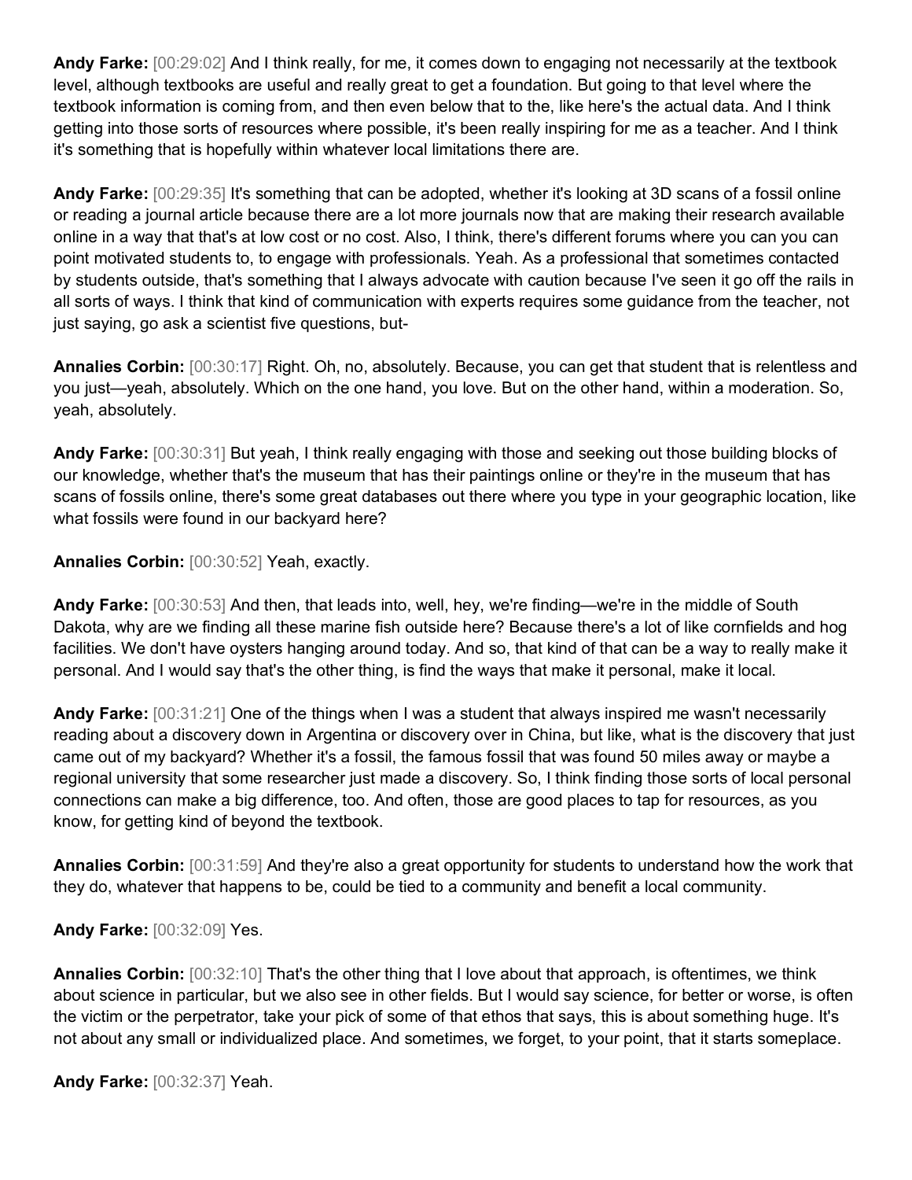**Andy Farke:** [00:29:02] And I think really, for me, it comes down to engaging not necessarily at the textbook level, although textbooks are useful and really great to get a foundation. But going to that level where the textbook information is coming from, and then even below that to the, like here's the actual data. And I think getting into those sorts of resources where possible, it's been really inspiring for me as a teacher. And I think it's something that is hopefully within whatever local limitations there are.

**Andy Farke:** [00:29:35] It's something that can be adopted, whether it's looking at 3D scans of a fossil online or reading a journal article because there are a lot more journals now that are making their research available online in a way that that's at low cost or no cost. Also, I think, there's different forums where you can you can point motivated students to, to engage with professionals. Yeah. As a professional that sometimes contacted by students outside, that's something that I always advocate with caution because I've seen it go off the rails in all sorts of ways. I think that kind of communication with experts requires some guidance from the teacher, not just saying, go ask a scientist five questions, but-

**Annalies Corbin:** [00:30:17] Right. Oh, no, absolutely. Because, you can get that student that is relentless and you just—yeah, absolutely. Which on the one hand, you love. But on the other hand, within a moderation. So, yeah, absolutely.

**Andy Farke:** [00:30:31] But yeah, I think really engaging with those and seeking out those building blocks of our knowledge, whether that's the museum that has their paintings online or they're in the museum that has scans of fossils online, there's some great databases out there where you type in your geographic location, like what fossils were found in our backyard here?

**Annalies Corbin:** [00:30:52] Yeah, exactly.

**Andy Farke:** [00:30:53] And then, that leads into, well, hey, we're finding—we're in the middle of South Dakota, why are we finding all these marine fish outside here? Because there's a lot of like cornfields and hog facilities. We don't have oysters hanging around today. And so, that kind of that can be a way to really make it personal. And I would say that's the other thing, is find the ways that make it personal, make it local.

**Andy Farke:** [00:31:21] One of the things when I was a student that always inspired me wasn't necessarily reading about a discovery down in Argentina or discovery over in China, but like, what is the discovery that just came out of my backyard? Whether it's a fossil, the famous fossil that was found 50 miles away or maybe a regional university that some researcher just made a discovery. So, I think finding those sorts of local personal connections can make a big difference, too. And often, those are good places to tap for resources, as you know, for getting kind of beyond the textbook.

**Annalies Corbin:** [00:31:59] And they're also a great opportunity for students to understand how the work that they do, whatever that happens to be, could be tied to a community and benefit a local community.

**Andy Farke:** [00:32:09] Yes.

**Annalies Corbin:** [00:32:10] That's the other thing that I love about that approach, is oftentimes, we think about science in particular, but we also see in other fields. But I would say science, for better or worse, is often the victim or the perpetrator, take your pick of some of that ethos that says, this is about something huge. It's not about any small or individualized place. And sometimes, we forget, to your point, that it starts someplace.

**Andy Farke:** [00:32:37] Yeah.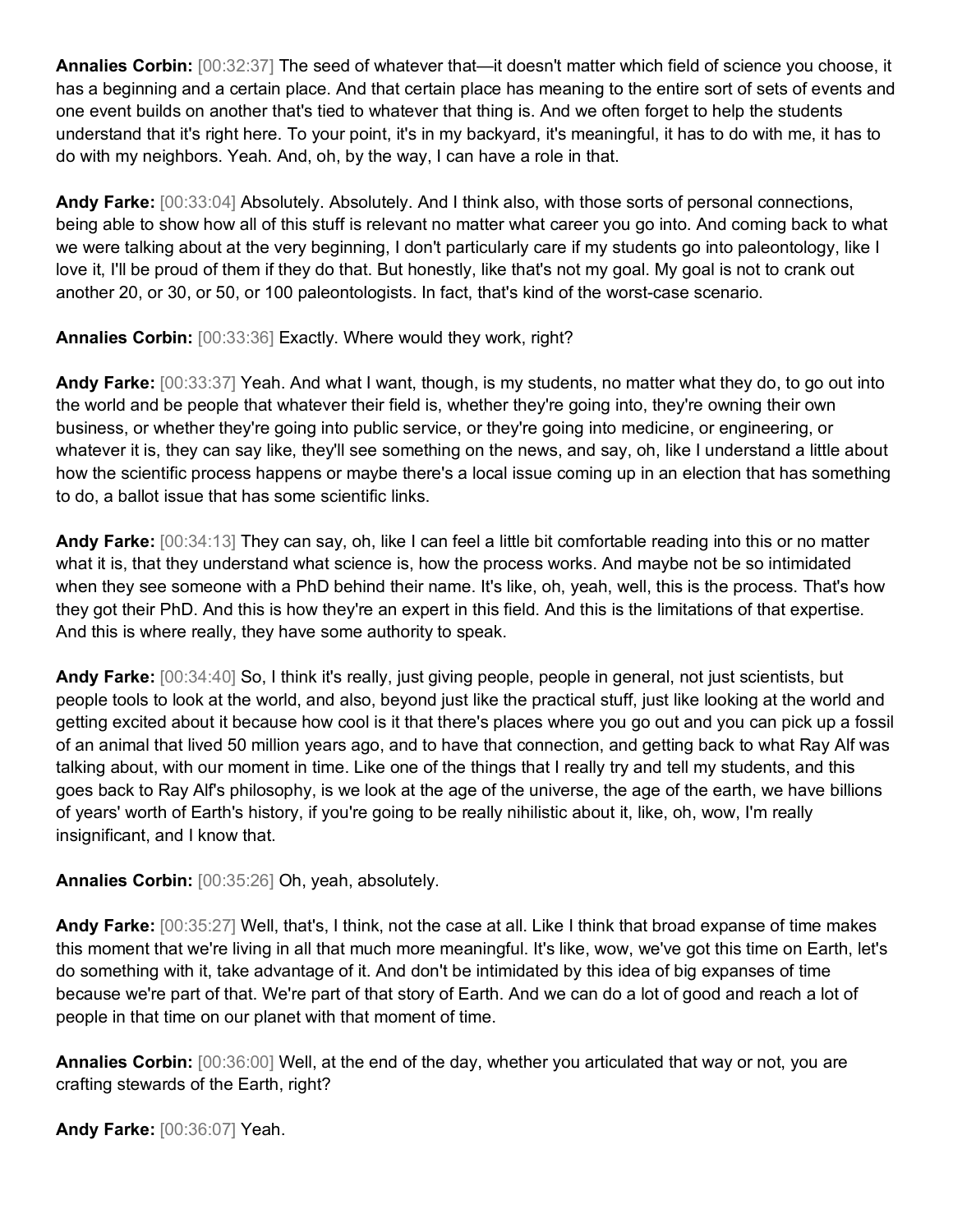**Annalies Corbin:** [00:32:37] The seed of whatever that—it doesn't matter which field of science you choose, it has a beginning and a certain place. And that certain place has meaning to the entire sort of sets of events and one event builds on another that's tied to whatever that thing is. And we often forget to help the students understand that it's right here. To your point, it's in my backyard, it's meaningful, it has to do with me, it has to do with my neighbors. Yeah. And, oh, by the way, I can have a role in that.

**Andy Farke:** [00:33:04] Absolutely. Absolutely. And I think also, with those sorts of personal connections, being able to show how all of this stuff is relevant no matter what career you go into. And coming back to what we were talking about at the very beginning, I don't particularly care if my students go into paleontology, like I love it, I'll be proud of them if they do that. But honestly, like that's not my goal. My goal is not to crank out another 20, or 30, or 50, or 100 paleontologists. In fact, that's kind of the worst-case scenario.

**Annalies Corbin:** [00:33:36] Exactly. Where would they work, right?

**Andy Farke:** [00:33:37] Yeah. And what I want, though, is my students, no matter what they do, to go out into the world and be people that whatever their field is, whether they're going into, they're owning their own business, or whether they're going into public service, or they're going into medicine, or engineering, or whatever it is, they can say like, they'll see something on the news, and say, oh, like I understand a little about how the scientific process happens or maybe there's a local issue coming up in an election that has something to do, a ballot issue that has some scientific links.

**Andy Farke:** [00:34:13] They can say, oh, like I can feel a little bit comfortable reading into this or no matter what it is, that they understand what science is, how the process works. And maybe not be so intimidated when they see someone with a PhD behind their name. It's like, oh, yeah, well, this is the process. That's how they got their PhD. And this is how they're an expert in this field. And this is the limitations of that expertise. And this is where really, they have some authority to speak.

**Andy Farke:** [00:34:40] So, I think it's really, just giving people, people in general, not just scientists, but people tools to look at the world, and also, beyond just like the practical stuff, just like looking at the world and getting excited about it because how cool is it that there's places where you go out and you can pick up a fossil of an animal that lived 50 million years ago, and to have that connection, and getting back to what Ray Alf was talking about, with our moment in time. Like one of the things that I really try and tell my students, and this goes back to Ray Alf's philosophy, is we look at the age of the universe, the age of the earth, we have billions of years' worth of Earth's history, if you're going to be really nihilistic about it, like, oh, wow, I'm really insignificant, and I know that.

**Annalies Corbin:** [00:35:26] Oh, yeah, absolutely.

**Andy Farke:** [00:35:27] Well, that's, I think, not the case at all. Like I think that broad expanse of time makes this moment that we're living in all that much more meaningful. It's like, wow, we've got this time on Earth, let's do something with it, take advantage of it. And don't be intimidated by this idea of big expanses of time because we're part of that. We're part of that story of Earth. And we can do a lot of good and reach a lot of people in that time on our planet with that moment of time.

**Annalies Corbin:** [00:36:00] Well, at the end of the day, whether you articulated that way or not, you are crafting stewards of the Earth, right?

**Andy Farke:** [00:36:07] Yeah.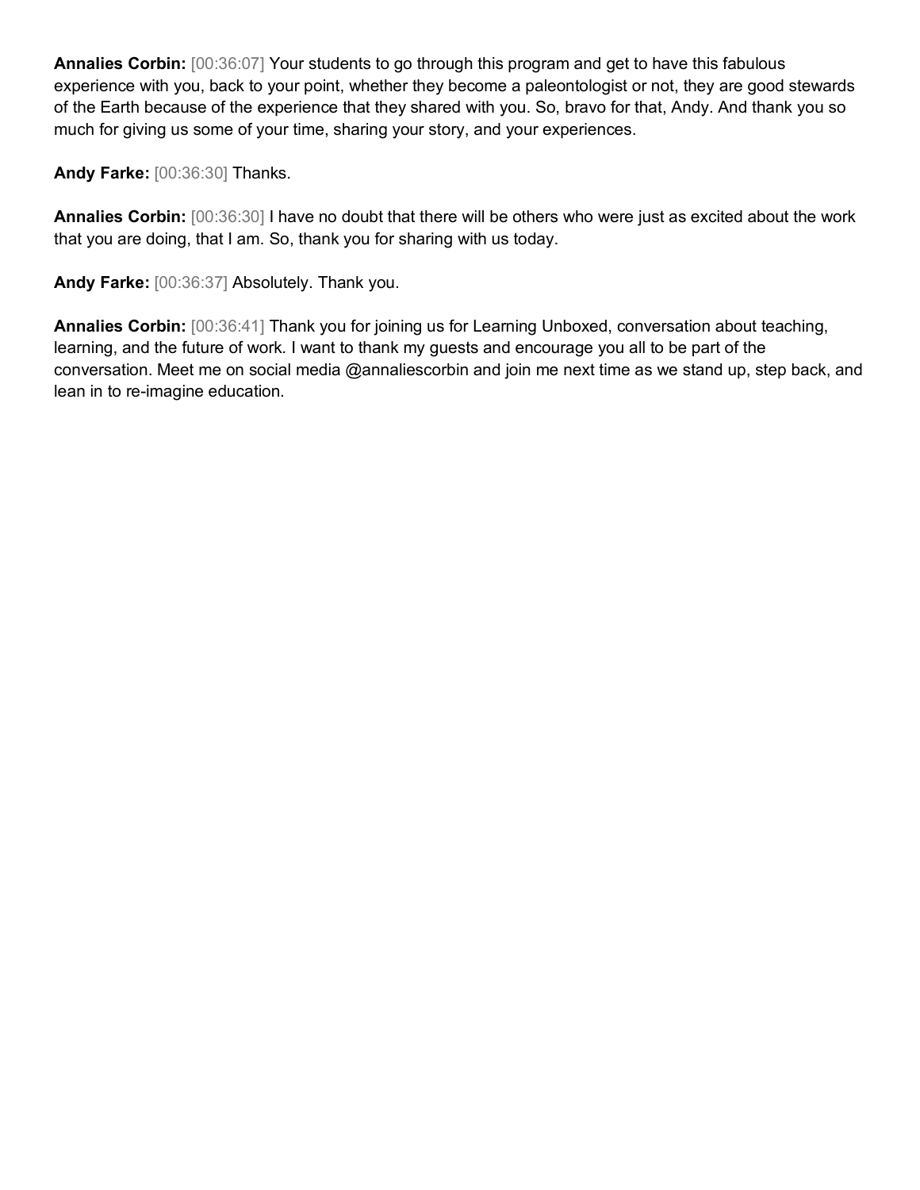**Annalies Corbin:** [00:36:07] Your students to go through this program and get to have this fabulous experience with you, back to your point, whether they become a paleontologist or not, they are good stewards of the Earth because of the experience that they shared with you. So, bravo for that, Andy. And thank you so much for giving us some of your time, sharing your story, and your experiences.

**Andy Farke:** [00:36:30] Thanks.

**Annalies Corbin:** [00:36:30] I have no doubt that there will be others who were just as excited about the work that you are doing, that I am. So, thank you for sharing with us today.

**Andy Farke:** [00:36:37] Absolutely. Thank you.

**Annalies Corbin:** [00:36:41] Thank you for joining us for Learning Unboxed, conversation about teaching, learning, and the future of work. I want to thank my guests and encourage you all to be part of the conversation. Meet me on social media @annaliescorbin and join me next time as we stand up, step back, and lean in to re-imagine education.